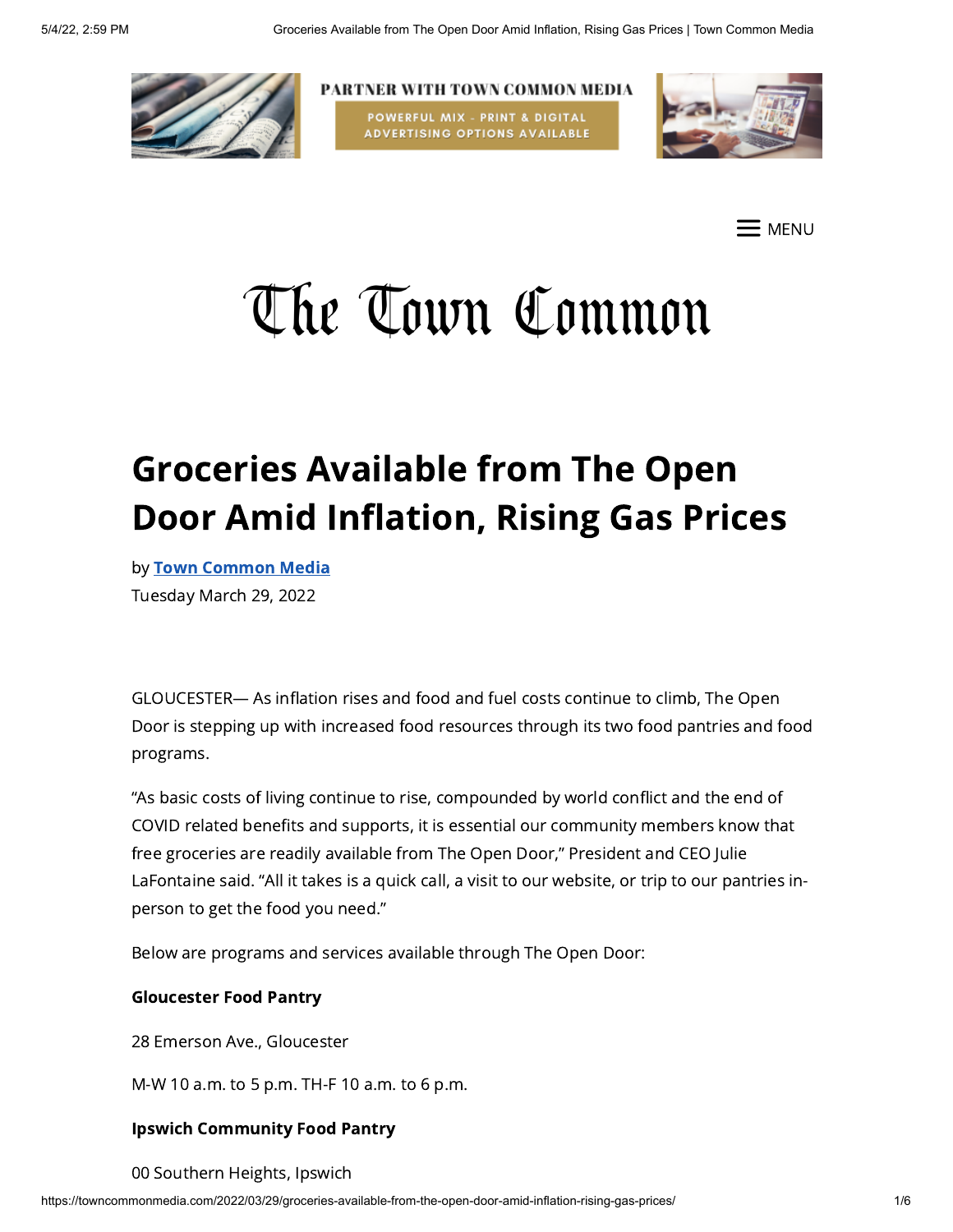PARTNER WITH TOWN COMMON MEDIA

POWERFUL MIX - PRINT & DIGITAL ADVERTISING OPTIONS AVAILABLE

MENU

# The Town Common

## Groceries Available from The Open Door Amid Inflation, Rising Gas Prices

by **Town Common Media**

Tuesday March 29, 2022

GLOUCESTER— As inflation rises and food and fuel costs continue to climb, The Open Door is stepping up with increased food resources through its two food pantries and food programs.

"As basic costs of living continue to rise, compounded by world conflict and the end of COVID related benefits and supports, it is essential our community members know that free groceries are readily available from The Open Door," President and CEO Julie LaFontaine said. "All it takes is a quick call, a visit to our website, or trip to our pantries in-person to get the food you need."

Below are programs and services available through The Open Door:

**Gloucester Food Pantry**

28 Emerson Ave., Gloucester

M-W 10 a.m. to 5 p.m. TH-F 10 a.m. to 6 p.m.

**Ipswich Community Food Pantry**

00 Southern Heights, Ipswich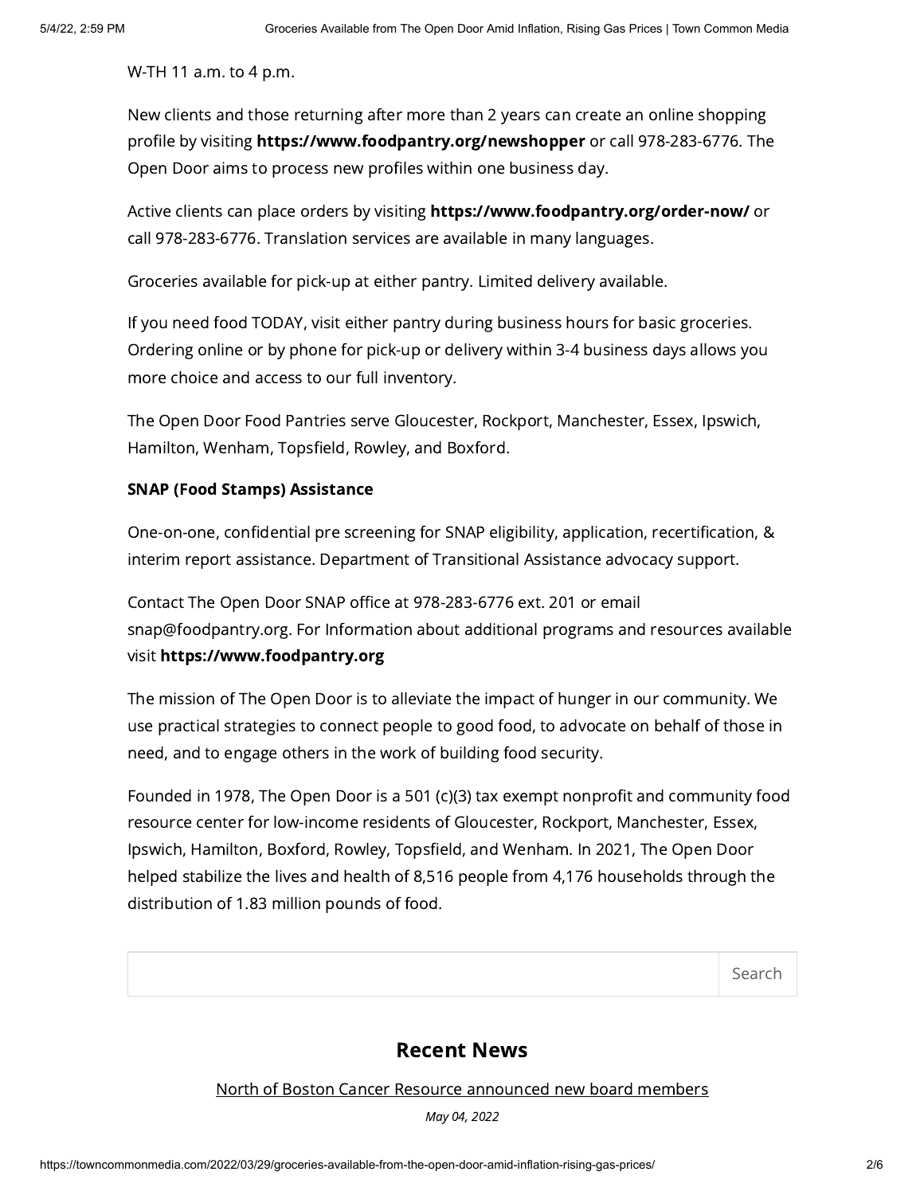W-TH 11 a.m. to 4 p.m.

New clients and those returning after more than 2 years can create an online shopping profile by visiting **https://www.foodpantry.org/newshopper** or call 978-283-6776. The Open Door aims to process new profiles within one business day.

Active clients can place orders by visiting **https://www.foodpantry.org/order-now/** or call 978-283-6776. Translation services are available in many languages.

Groceries available for pick-up at either pantry. Limited delivery available.

If you need food TODAY, visit either pantry during business hours for basic groceries. Ordering online or by phone for pick-up or delivery within 3-4 business days allows you more choice and access to our full inventory.

The Open Door Food Pantries serve Gloucester, Rockport, Manchester, Essex, Ipswich, Hamilton, Wenham, Topsfield, Rowley, and Boxford.

**SNAP (Food Stamps) Assistance**

One-on-one, confidential pre screening for SNAP eligibility, application, recertification, & interim report assistance. Department of Transitional Assistance advocacy support.

Contact The Open Door SNAP office at 978-283-6776 ext. 201 or email snap@foodpantry.org. For Information about additional programs and resources available visit **https://www.foodpantry.org**

The mission of The Open Door is to alleviate the impact of hunger in our community. We use practical strategies to connect people to good food, to advocate on behalf of those in need, and to engage others in the work of building food security.

Founded in 1978, The Open Door is a 501 (c)(3) tax exempt nonprofit and community food resource center for low-income residents of Gloucester, Rockport, Manchester, Essex, Ipswich, Hamilton, Boxford, Rowley, Topsfield, and Wenham. In 2021, The Open Door helped stabilize the lives and health of 8,516 people from 4,176 households through the distribution of 1.83 million pounds of food.

Search

## Recent News

North of Boston Cancer Resource announced new board members

*May 04, 2022*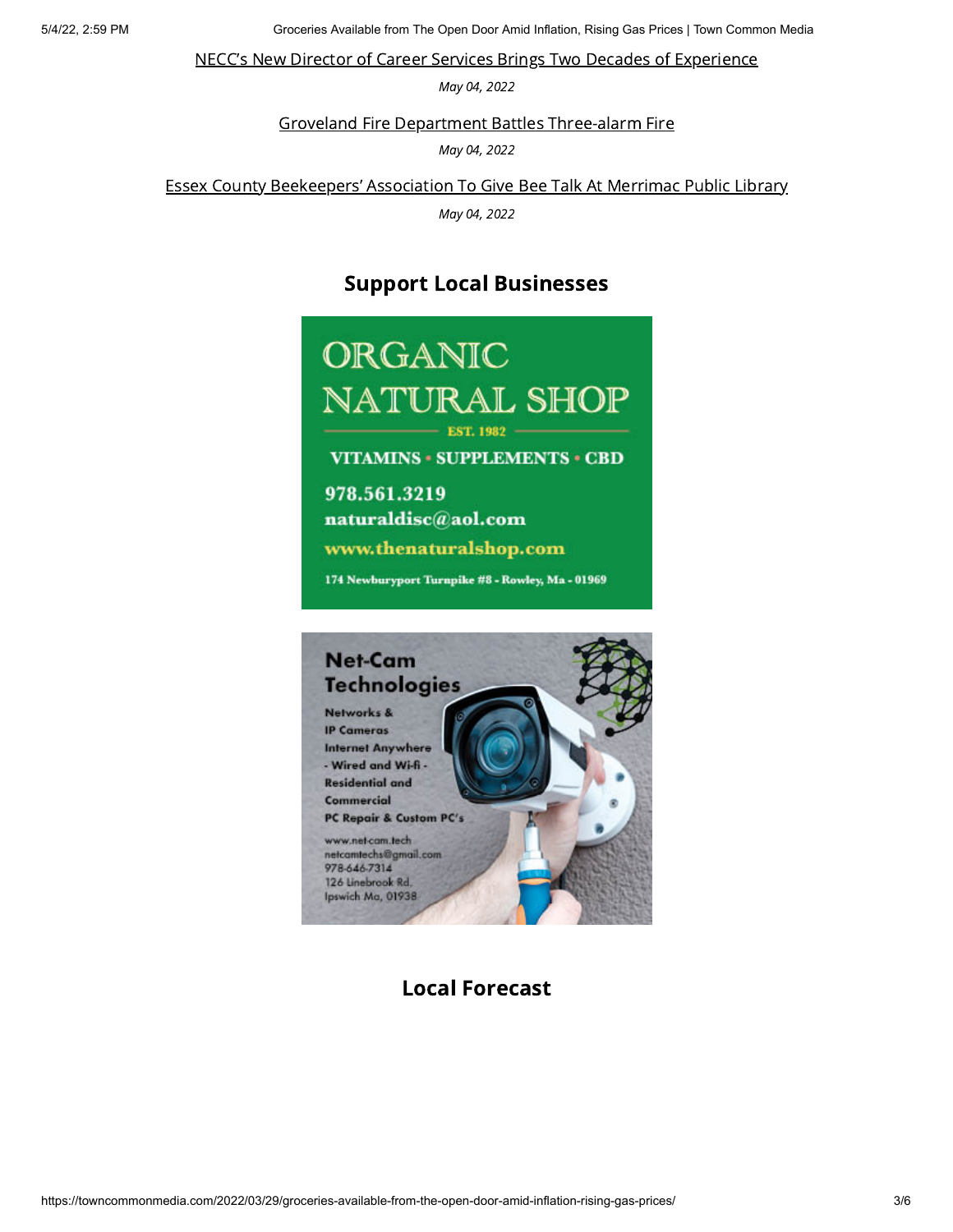[NECC's New Director of Career Services Brings Two Decades of Experience]

*May 04, 2022*

[Groveland Fire Department Battles Three-alarm Fire]

*May 04, 2022*

[Essex County Beekeepers' Association To Give Bee Talk At Merrimac Public Library]

*May 04, 2022*

## Support Local Businesses

ORGANIC NATURAL SHOP

EST. 1982

VITAMINS • SUPPLEMENTS • CBD

978.561.3219

naturaldisc@aol.com

www.thenaturalshop.com

174 Newburyport Turnpike #8 - Rowley, Ma - 01969

Net-Cam Technologies

Networks & IP Cameras

Internet Anywhere - Wired and Wi-fi - Residential and Commercial

PC Repair & Custom PC's

www.net-cam.tech

netcamtechs@gmail.com

978-646-7314

126 Linebrook Rd.

Ipswich Ma, 01938

## Local Forecast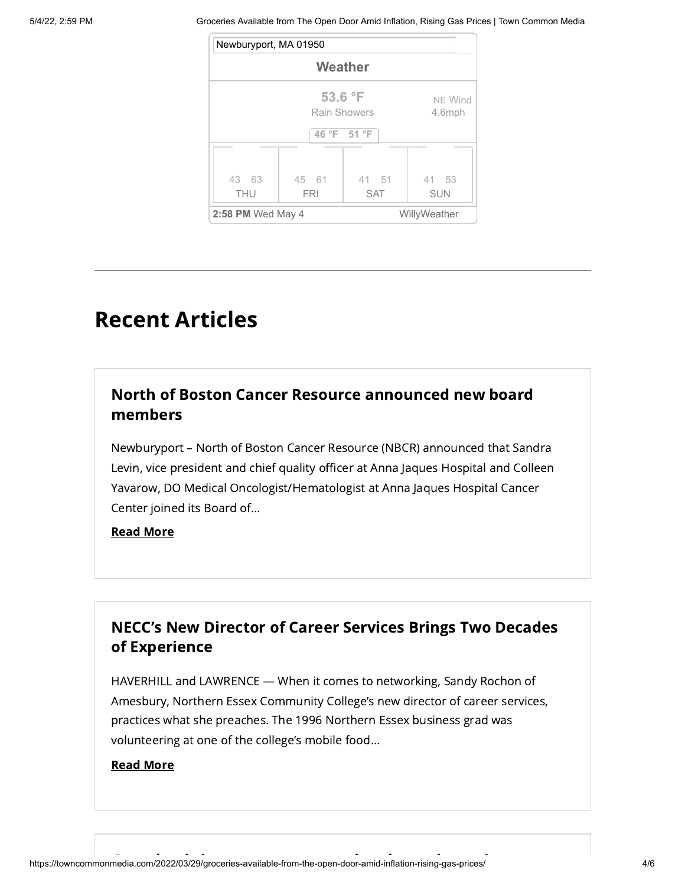Newburyport, MA 01950

**Weather**

53.6 °F
Rain Showers

NE Wind
4.6mph

46 °F 51 °F

| THU | FRI | SAT | SUN |
|---|---|---|---|
| 43 63 | 45 61 | 41 51 | 41 53 |

**2:58 PM** Wed May 4 WillyWeather

---

# Recent Articles

## North of Boston Cancer Resource announced new board members

Newburyport – North of Boston Cancer Resource (NBCR) announced that Sandra Levin, vice president and chief quality officer at Anna Jaques Hospital and Colleen Yavarow, DO Medical Oncologist/Hematologist at Anna Jaques Hospital Cancer Center joined its Board of…

**Read More**

## NECC's New Director of Career Services Brings Two Decades of Experience

HAVERHILL and LAWRENCE — When it comes to networking, Sandy Rochon of Amesbury, Northern Essex Community College's new director of career services, practices what she preaches. The 1996 Northern Essex business grad was volunteering at one of the college's mobile food…

**Read More**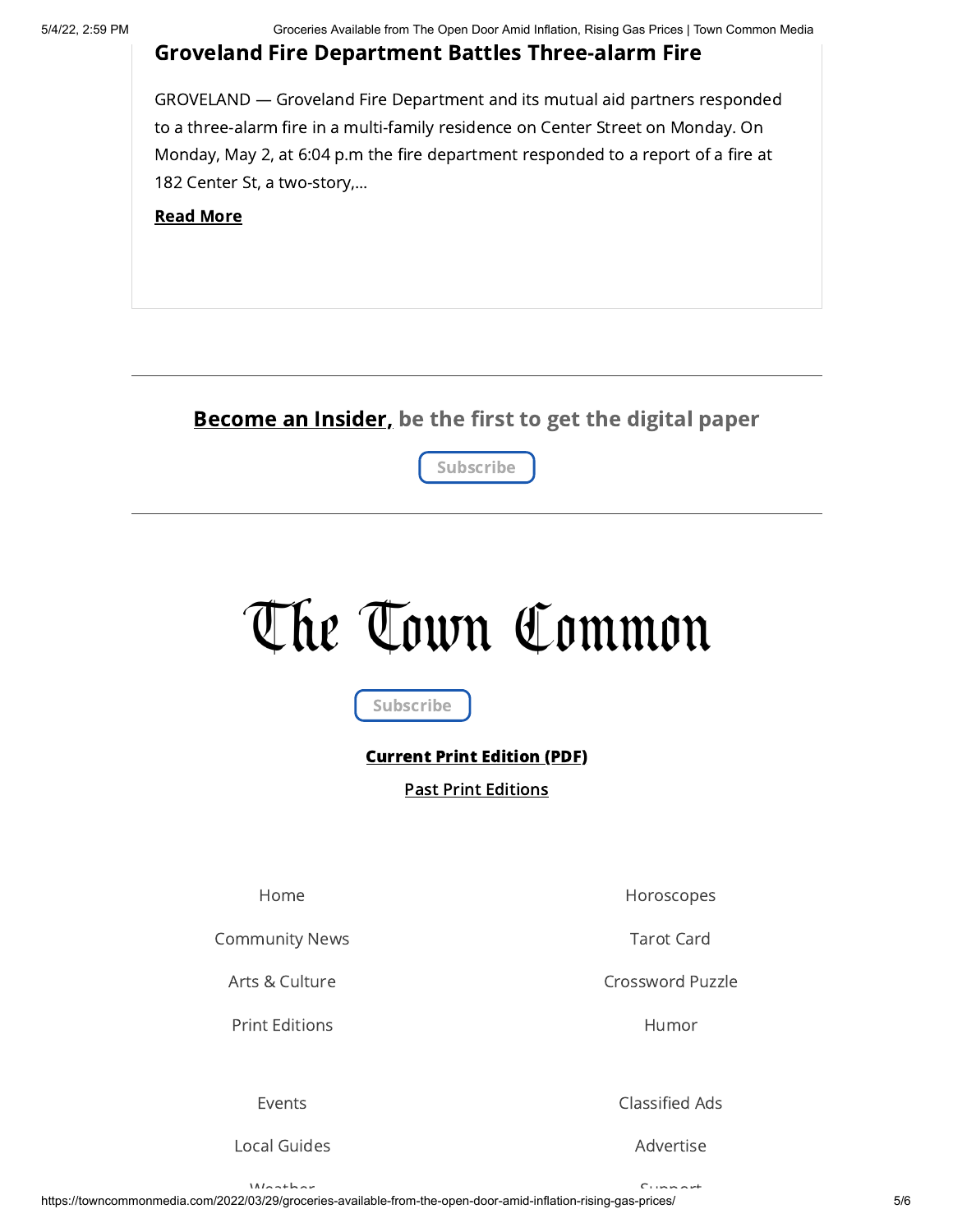## Groveland Fire Department Battles Three-alarm Fire

GROVELAND — Groveland Fire Department and its mutual aid partners responded to a three-alarm fire in a multi-family residence on Center Street on Monday. On Monday, May 2, at 6:04 p.m the fire department responded to a report of a fire at 182 Center St, a two-story,...

**Read More**

---

**Become an Insider,** **be the first to get the digital paper**

Subscribe

---

# The Town Common

Subscribe

**Current Print Edition (PDF)**

Past Print Editions

Home

Community News

Arts & Culture

Print Editions

Horoscopes

Tarot Card

Crossword Puzzle

Humor

Events

Local Guides

Weather

Classified Ads

Advertise

Support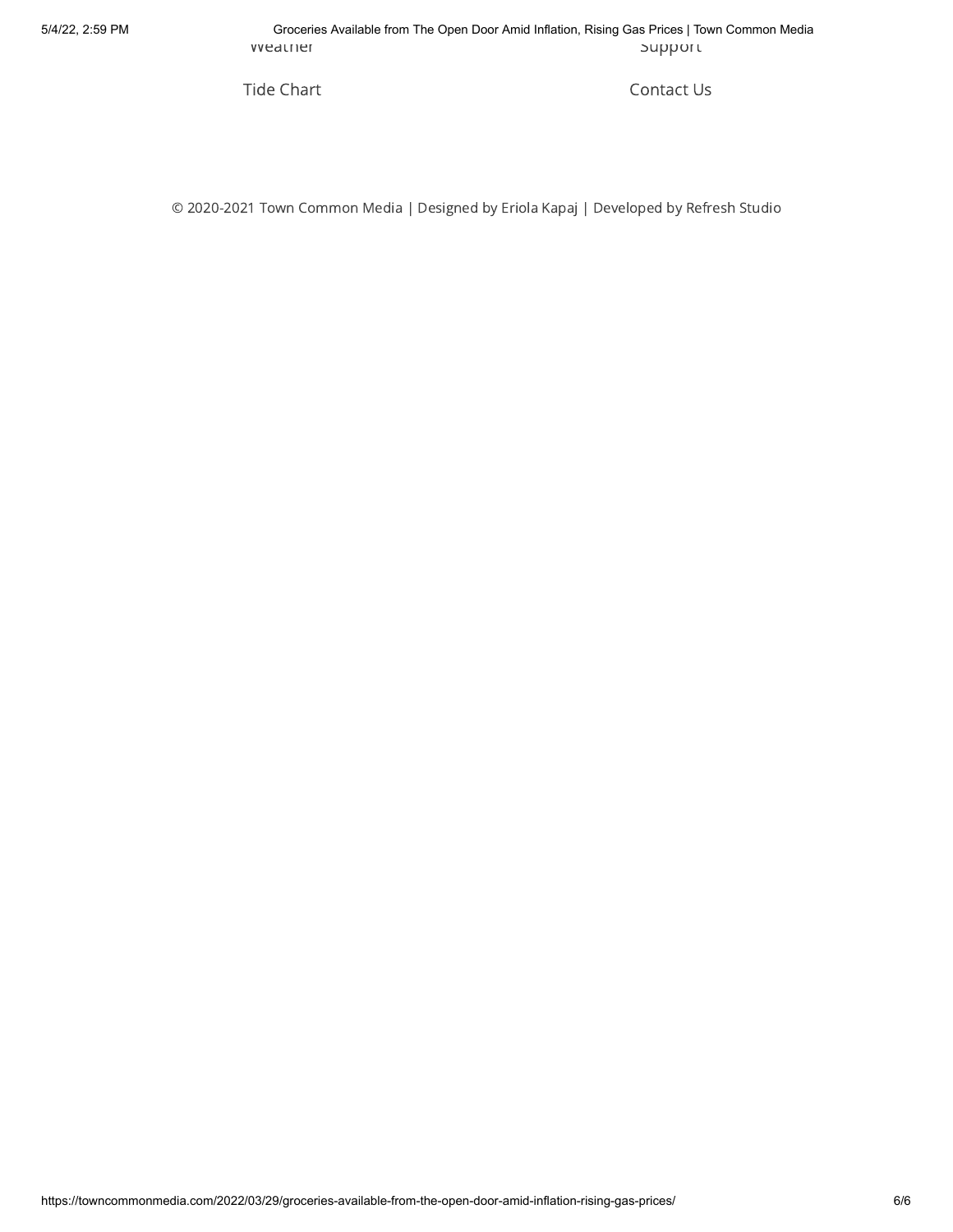Weather

Support

Tide Chart

Contact Us

© 2020-2021 Town Common Media | Designed by Eriola Kapaj | Developed by Refresh Studio